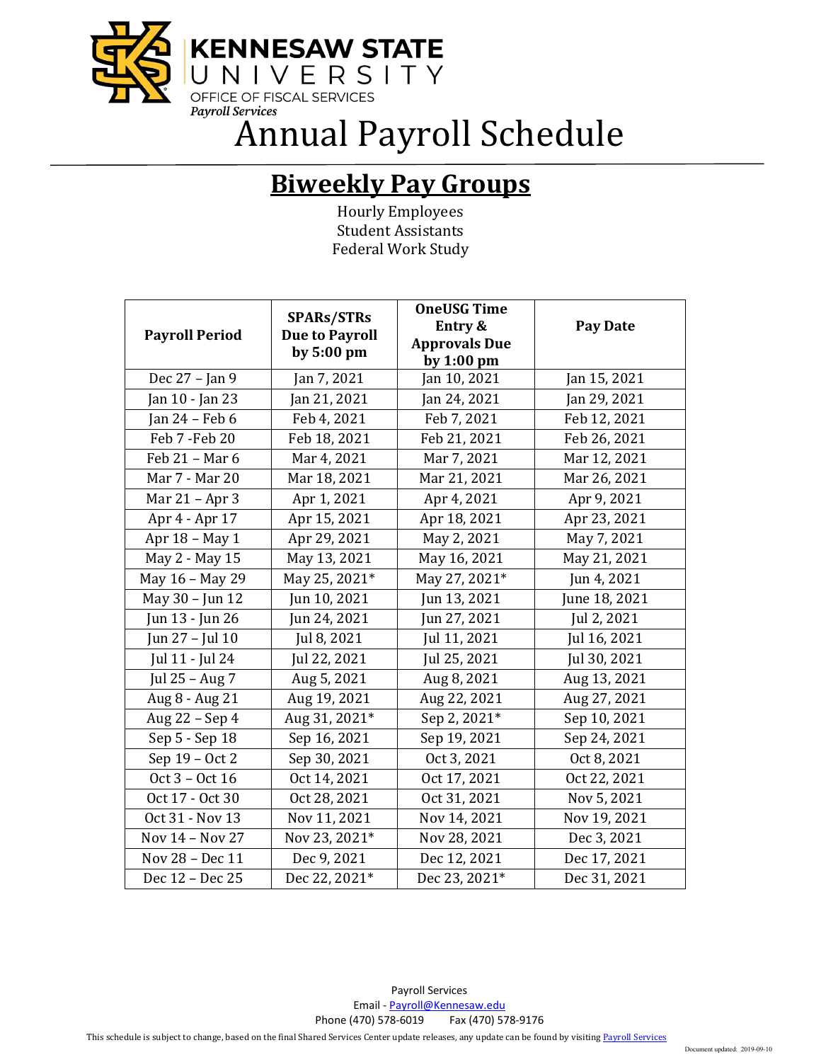KENNESAW STATE UNIVERSITY

OFFICE OF FISCAL SERVICES

*Payroll Services*

# Annual Payroll Schedule

## Biweekly Pay Groups

Hourly Employees
Student Assistants
Federal Work Study

| Payroll Period | SPARs/STRs Due to Payroll by 5:00 pm | OneUSG Time Entry & Approvals Due by 1:00 pm | Pay Date |
|---|---|---|---|
| Dec 27 – Jan 9 | Jan 7, 2021 | Jan 10, 2021 | Jan 15, 2021 |
| Jan 10 - Jan 23 | Jan 21, 2021 | Jan 24, 2021 | Jan 29, 2021 |
| Jan 24 – Feb 6 | Feb 4, 2021 | Feb 7, 2021 | Feb 12, 2021 |
| Feb 7 -Feb 20 | Feb 18, 2021 | Feb 21, 2021 | Feb 26, 2021 |
| Feb 21 – Mar 6 | Mar 4, 2021 | Mar 7, 2021 | Mar 12, 2021 |
| Mar 7 - Mar 20 | Mar 18, 2021 | Mar 21, 2021 | Mar 26, 2021 |
| Mar 21 – Apr 3 | Apr 1, 2021 | Apr 4, 2021 | Apr 9, 2021 |
| Apr 4 - Apr 17 | Apr 15, 2021 | Apr 18, 2021 | Apr 23, 2021 |
| Apr 18 – May 1 | Apr 29, 2021 | May 2, 2021 | May 7, 2021 |
| May 2 - May 15 | May 13, 2021 | May 16, 2021 | May 21, 2021 |
| May 16 – May 29 | May 25, 2021* | May 27, 2021* | Jun 4, 2021 |
| May 30 – Jun 12 | Jun 10, 2021 | Jun 13, 2021 | June 18, 2021 |
| Jun 13 - Jun 26 | Jun 24, 2021 | Jun 27, 2021 | Jul 2, 2021 |
| Jun 27 – Jul 10 | Jul 8, 2021 | Jul 11, 2021 | Jul 16, 2021 |
| Jul 11 - Jul 24 | Jul 22, 2021 | Jul 25, 2021 | Jul 30, 2021 |
| Jul 25 – Aug 7 | Aug 5, 2021 | Aug 8, 2021 | Aug 13, 2021 |
| Aug 8 - Aug 21 | Aug 19, 2021 | Aug 22, 2021 | Aug 27, 2021 |
| Aug 22 – Sep 4 | Aug 31, 2021* | Sep 2, 2021* | Sep 10, 2021 |
| Sep 5 - Sep 18 | Sep 16, 2021 | Sep 19, 2021 | Sep 24, 2021 |
| Sep 19 – Oct 2 | Sep 30, 2021 | Oct 3, 2021 | Oct 8, 2021 |
| Oct 3 – Oct 16 | Oct 14, 2021 | Oct 17, 2021 | Oct 22, 2021 |
| Oct 17 - Oct 30 | Oct 28, 2021 | Oct 31, 2021 | Nov 5, 2021 |
| Oct 31 - Nov 13 | Nov 11, 2021 | Nov 14, 2021 | Nov 19, 2021 |
| Nov 14 – Nov 27 | Nov 23, 2021* | Nov 28, 2021 | Dec 3, 2021 |
| Nov 28 – Dec 11 | Dec 9, 2021 | Dec 12, 2021 | Dec 17, 2021 |
| Dec 12 – Dec 25 | Dec 22, 2021* | Dec 23, 2021* | Dec 31, 2021 |

Payroll Services
Email - [Payroll@Kennesaw.edu](mailto:Payroll@Kennesaw.edu)
Phone (470) 578-6019 Fax (470) 578-9176

This schedule is subject to change, based on the final Shared Services Center update releases, any update can be found by visiting Payroll Services

Document updated: 2019-09-10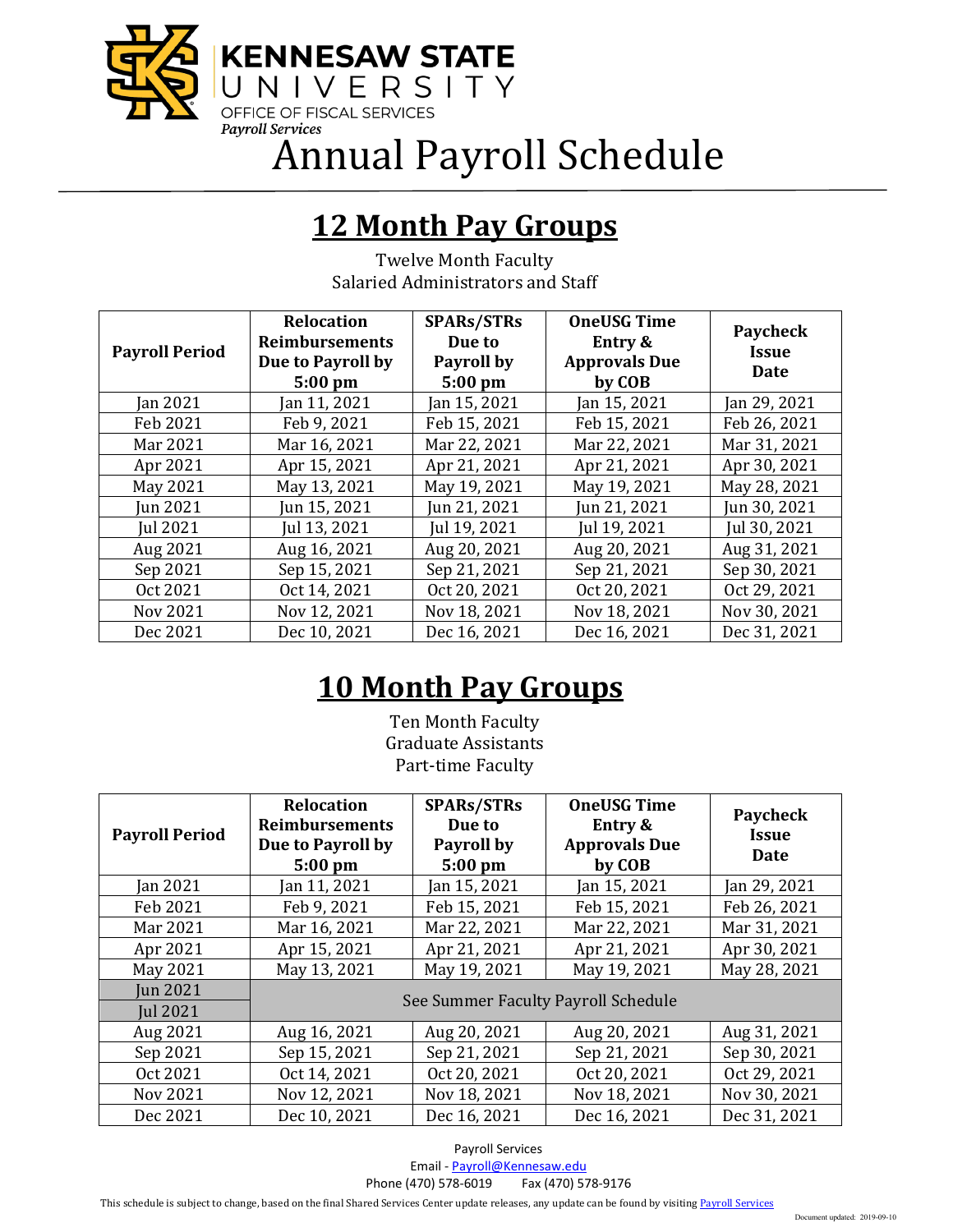KENNESAW STATE UNIVERSITY
OFFICE OF FISCAL SERVICES
*Payroll Services*

# Annual Payroll Schedule

## 12 Month Pay Groups

Twelve Month Faculty
Salaried Administrators and Staff

| Payroll Period | Relocation Reimbursements Due to Payroll by 5:00 pm | SPARs/STRs Due to Payroll by 5:00 pm | OneUSG Time Entry & Approvals Due by COB | Paycheck Issue Date |
|---|---|---|---|---|
| Jan 2021 | Jan 11, 2021 | Jan 15, 2021 | Jan 15, 2021 | Jan 29, 2021 |
| Feb 2021 | Feb 9, 2021 | Feb 15, 2021 | Feb 15, 2021 | Feb 26, 2021 |
| Mar 2021 | Mar 16, 2021 | Mar 22, 2021 | Mar 22, 2021 | Mar 31, 2021 |
| Apr 2021 | Apr 15, 2021 | Apr 21, 2021 | Apr 21, 2021 | Apr 30, 2021 |
| May 2021 | May 13, 2021 | May 19, 2021 | May 19, 2021 | May 28, 2021 |
| Jun 2021 | Jun 15, 2021 | Jun 21, 2021 | Jun 21, 2021 | Jun 30, 2021 |
| Jul 2021 | Jul 13, 2021 | Jul 19, 2021 | Jul 19, 2021 | Jul 30, 2021 |
| Aug 2021 | Aug 16, 2021 | Aug 20, 2021 | Aug 20, 2021 | Aug 31, 2021 |
| Sep 2021 | Sep 15, 2021 | Sep 21, 2021 | Sep 21, 2021 | Sep 30, 2021 |
| Oct 2021 | Oct 14, 2021 | Oct 20, 2021 | Oct 20, 2021 | Oct 29, 2021 |
| Nov 2021 | Nov 12, 2021 | Nov 18, 2021 | Nov 18, 2021 | Nov 30, 2021 |
| Dec 2021 | Dec 10, 2021 | Dec 16, 2021 | Dec 16, 2021 | Dec 31, 2021 |

## 10 Month Pay Groups

Ten Month Faculty
Graduate Assistants
Part-time Faculty

| Payroll Period | Relocation Reimbursements Due to Payroll by 5:00 pm | SPARs/STRs Due to Payroll by 5:00 pm | OneUSG Time Entry & Approvals Due by COB | Paycheck Issue Date |
|---|---|---|---|---|
| Jan 2021 | Jan 11, 2021 | Jan 15, 2021 | Jan 15, 2021 | Jan 29, 2021 |
| Feb 2021 | Feb 9, 2021 | Feb 15, 2021 | Feb 15, 2021 | Feb 26, 2021 |
| Mar 2021 | Mar 16, 2021 | Mar 22, 2021 | Mar 22, 2021 | Mar 31, 2021 |
| Apr 2021 | Apr 15, 2021 | Apr 21, 2021 | Apr 21, 2021 | Apr 30, 2021 |
| May 2021 | May 13, 2021 | May 19, 2021 | May 19, 2021 | May 28, 2021 |
| Jun 2021 | See Summer Faculty Payroll Schedule | | | |
| Jul 2021 | | | | |
| Aug 2021 | Aug 16, 2021 | Aug 20, 2021 | Aug 20, 2021 | Aug 31, 2021 |
| Sep 2021 | Sep 15, 2021 | Sep 21, 2021 | Sep 21, 2021 | Sep 30, 2021 |
| Oct 2021 | Oct 14, 2021 | Oct 20, 2021 | Oct 20, 2021 | Oct 29, 2021 |
| Nov 2021 | Nov 12, 2021 | Nov 18, 2021 | Nov 18, 2021 | Nov 30, 2021 |
| Dec 2021 | Dec 10, 2021 | Dec 16, 2021 | Dec 16, 2021 | Dec 31, 2021 |

Payroll Services
Email - Payroll@Kennesaw.edu
Phone (470) 578-6019 Fax (470) 578-9176

This schedule is subject to change, based on the final Shared Services Center update releases, any update can be found by visiting Payroll Services

Document updated: 2019-09-10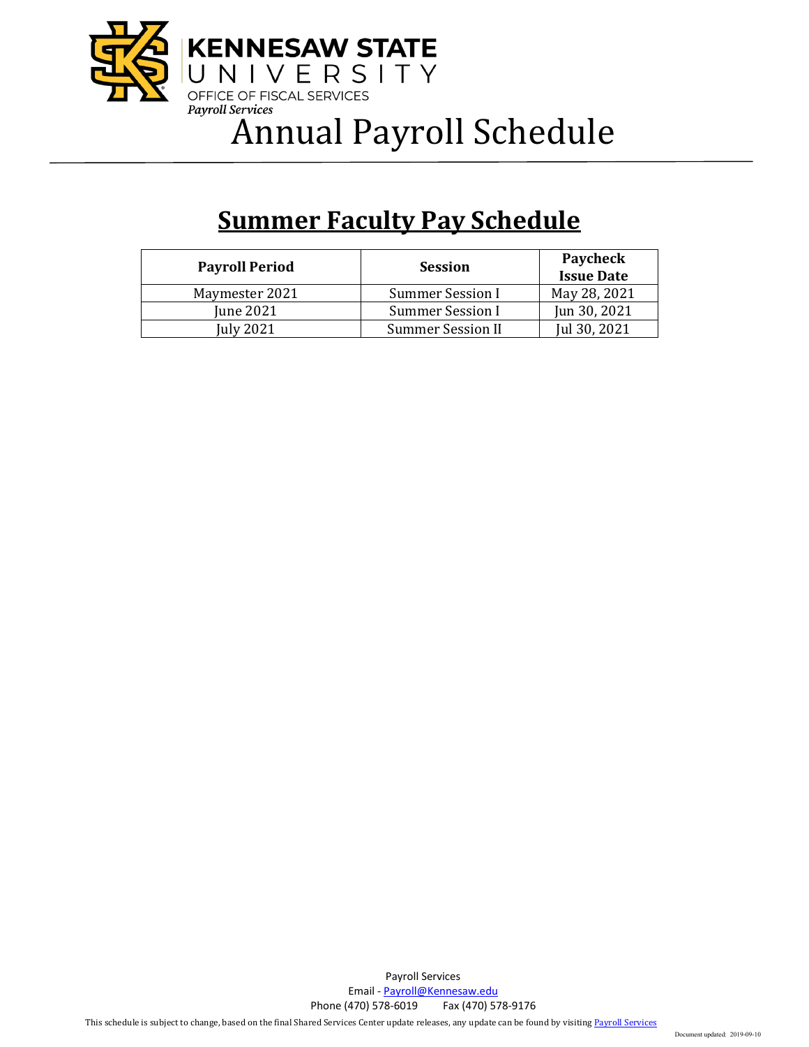KENNESAW STATE UNIVERSITY

OFFICE OF FISCAL SERVICES

*Payroll Services*

# Annual Payroll Schedule

## Summer Faculty Pay Schedule

| Payroll Period | Session | Paycheck Issue Date |
|---|---|---|
| Maymester 2021 | Summer Session I | May 28, 2021 |
| June 2021 | Summer Session I | Jun 30, 2021 |
| July 2021 | Summer Session II | Jul 30, 2021 |

Payroll Services

Email - Payroll@Kennesaw.edu

Phone (470) 578-6019 Fax (470) 578-9176

This schedule is subject to change, based on the final Shared Services Center update releases, any update can be found by visiting Payroll Services

Document updated: 2019-09-10